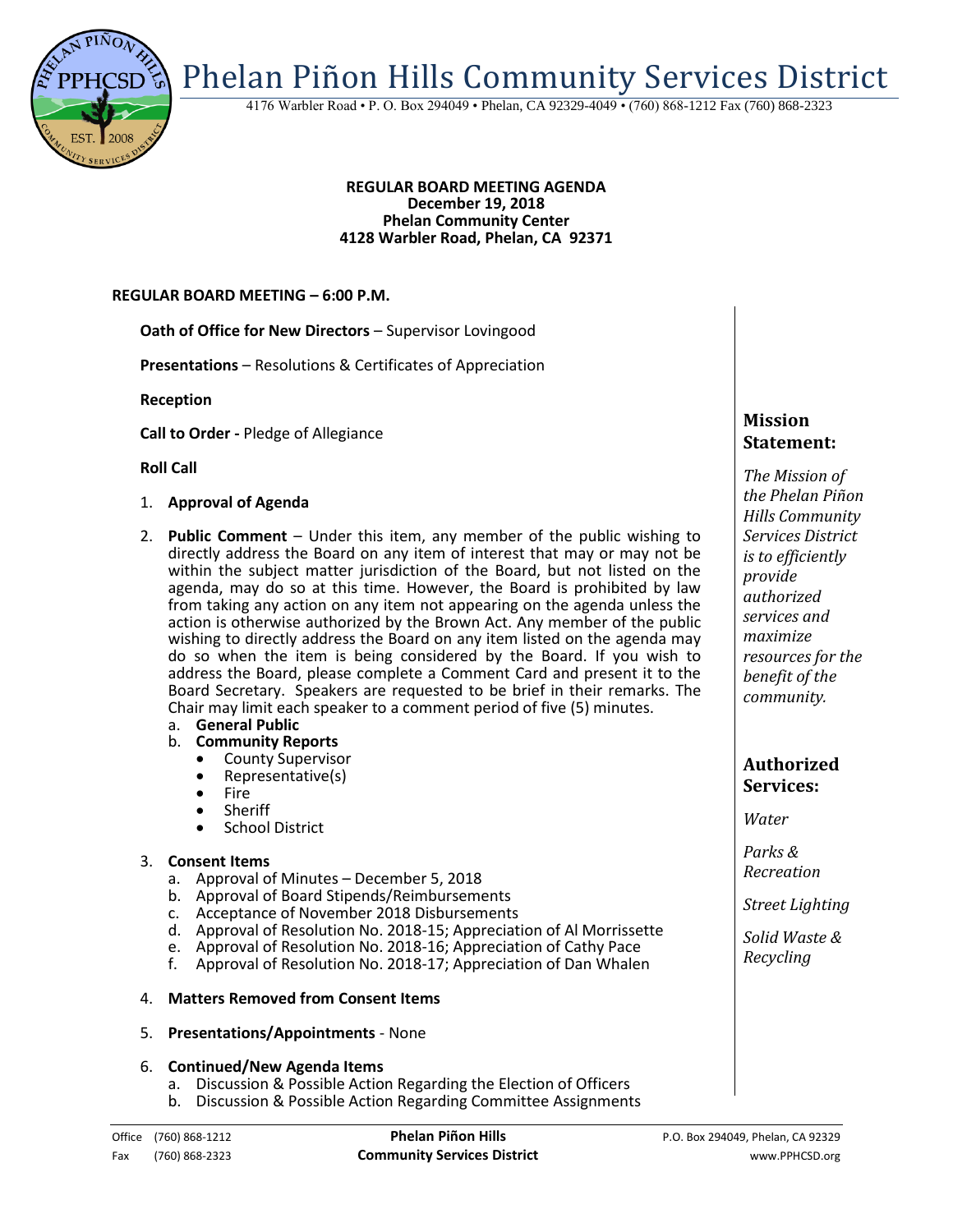# Phelan Piñon Hills Community Services District

4176 Warbler Road • P. O. Box 294049 • Phelan, CA 92329-4049 • (760) 868-1212 Fax (760) 868-2323

**REGULAR BOARD MEETING AGENDA**
**December 19, 2018**
**Phelan Community Center**
**4128 Warbler Road, Phelan, CA 92371**

**REGULAR BOARD MEETING – 6:00 P.M.**

**Oath of Office for New Directors** – Supervisor Lovingood

**Presentations** – Resolutions & Certificates of Appreciation

**Reception**

**Call to Order -** Pledge of Allegiance

**Roll Call**

1. **Approval of Agenda**

2. **Public Comment** – Under this item, any member of the public wishing to directly address the Board on any item of interest that may or may not be within the subject matter jurisdiction of the Board, but not listed on the agenda, may do so at this time. However, the Board is prohibited by law from taking any action on any item not appearing on the agenda unless the action is otherwise authorized by the Brown Act. Any member of the public wishing to directly address the Board on any item listed on the agenda may do so when the item is being considered by the Board. If you wish to address the Board, please complete a Comment Card and present it to the Board Secretary. Speakers are requested to be brief in their remarks. The Chair may limit each speaker to a comment period of five (5) minutes.
   a. **General Public**
   b. **Community Reports**
      - County Supervisor
      - Representative(s)
      - Fire
      - Sheriff
      - School District

3. **Consent Items**
   a. Approval of Minutes – December 5, 2018
   b. Approval of Board Stipends/Reimbursements
   c. Acceptance of November 2018 Disbursements
   d. Approval of Resolution No. 2018-15; Appreciation of Al Morrissette
   e. Approval of Resolution No. 2018-16; Appreciation of Cathy Pace
   f. Approval of Resolution No. 2018-17; Appreciation of Dan Whalen

4. **Matters Removed from Consent Items**

5. **Presentations/Appointments** - None

6. **Continued/New Agenda Items**
   a. Discussion & Possible Action Regarding the Election of Officers
   b. Discussion & Possible Action Regarding Committee Assignments

## Mission Statement:

*The Mission of the Phelan Piñon Hills Community Services District is to efficiently provide authorized services and maximize resources for the benefit of the community.*

## Authorized Services:

*Water*

*Parks & Recreation*

*Street Lighting*

*Solid Waste & Recycling*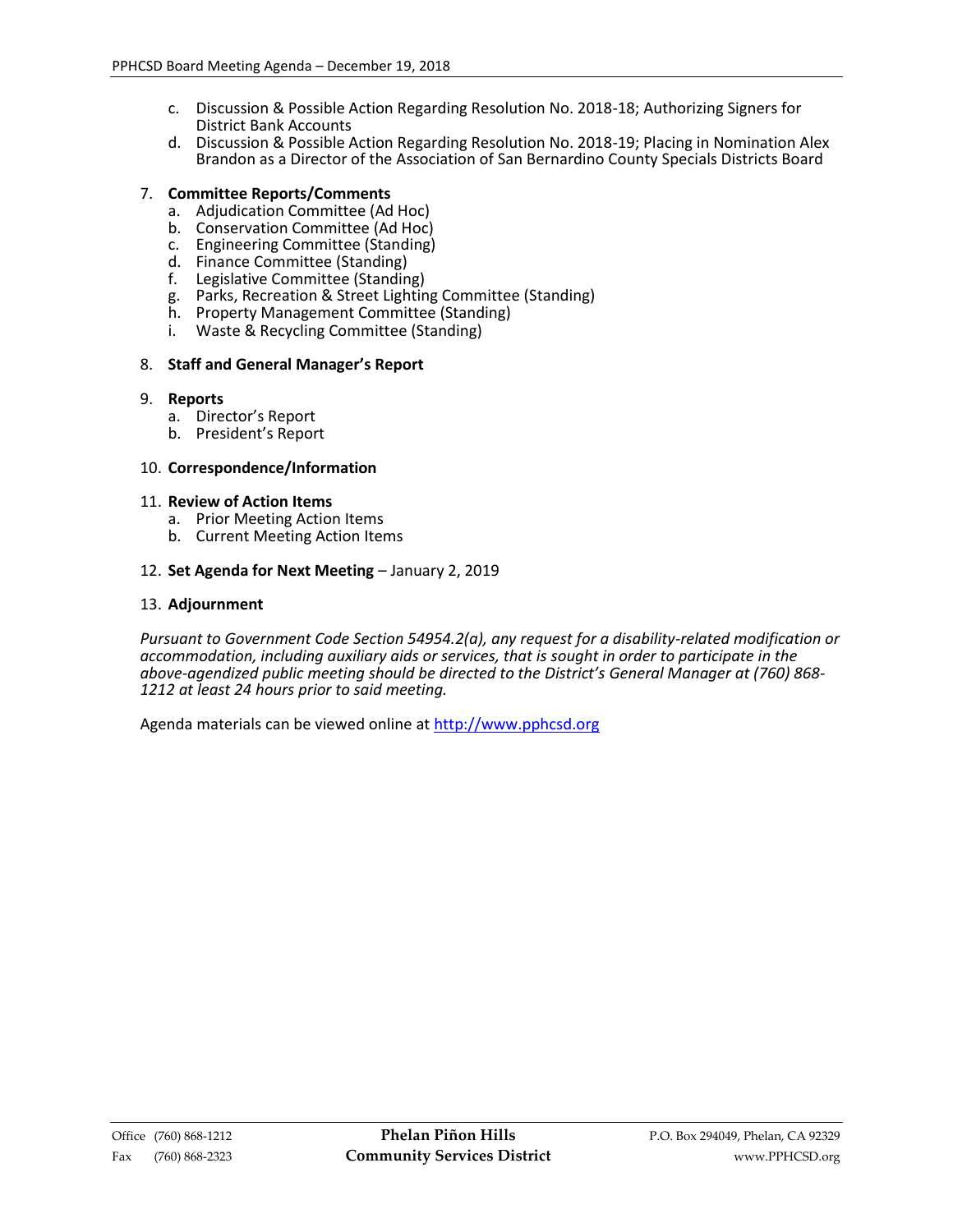c. Discussion & Possible Action Regarding Resolution No. 2018-18; Authorizing Signers for District Bank Accounts
d. Discussion & Possible Action Regarding Resolution No. 2018-19; Placing in Nomination Alex Brandon as a Director of the Association of San Bernardino County Specials Districts Board

7. **Committee Reports/Comments**
   a. Adjudication Committee (Ad Hoc)
   b. Conservation Committee (Ad Hoc)
   c. Engineering Committee (Standing)
   d. Finance Committee (Standing)
   f. Legislative Committee (Standing)
   g. Parks, Recreation & Street Lighting Committee (Standing)
   h. Property Management Committee (Standing)
   i. Waste & Recycling Committee (Standing)

8. **Staff and General Manager's Report**

9. **Reports**
   a. Director's Report
   b. President's Report

10. **Correspondence/Information**

11. **Review of Action Items**
    a. Prior Meeting Action Items
    b. Current Meeting Action Items

12. **Set Agenda for Next Meeting** – January 2, 2019

13. **Adjournment**

*Pursuant to Government Code Section 54954.2(a), any request for a disability-related modification or accommodation, including auxiliary aids or services, that is sought in order to participate in the above-agendized public meeting should be directed to the District's General Manager at (760) 868-1212 at least 24 hours prior to said meeting.*

Agenda materials can be viewed online at http://www.pphcsd.org